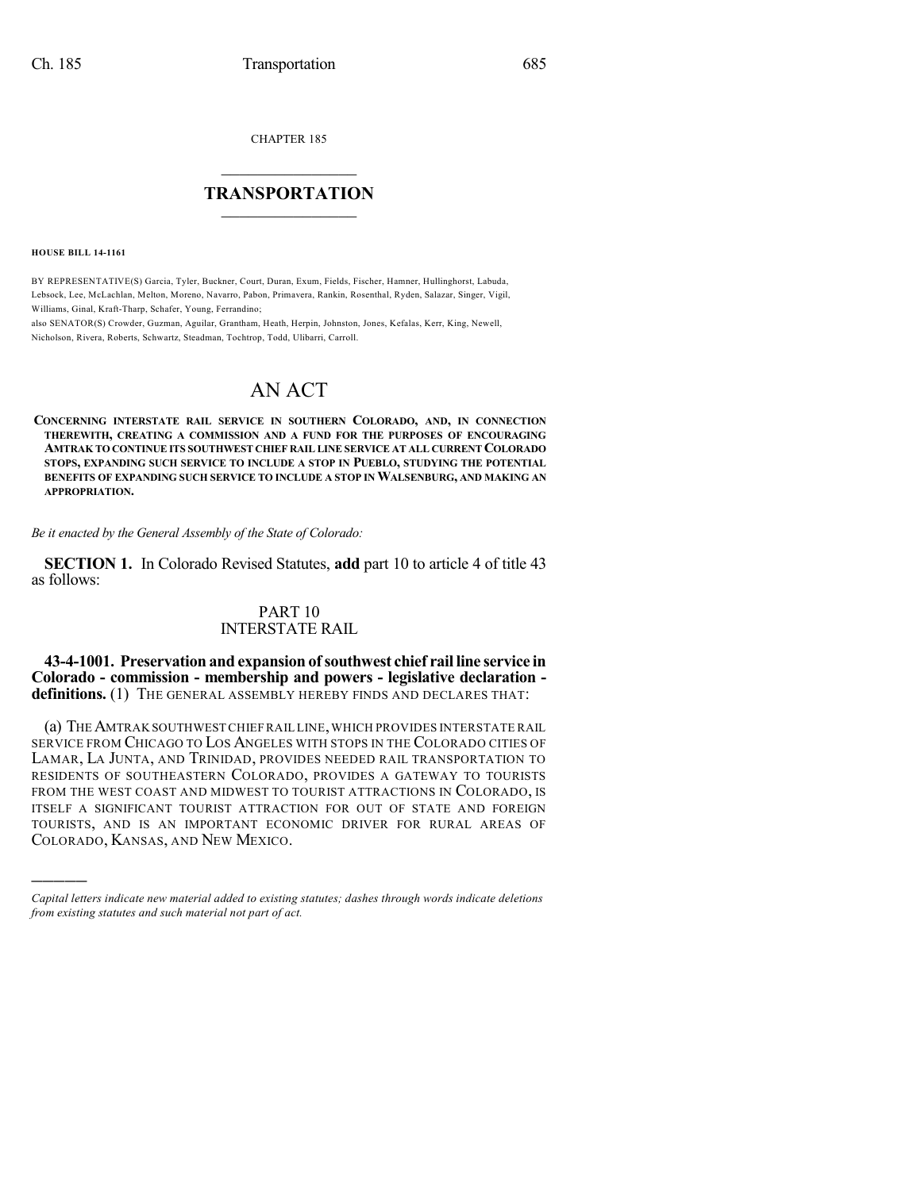CHAPTER 185

# TRANSPORTATION

**HOUSE BILL 14-1161**

BY REPRESENTATIVE(S) Garcia, Tyler, Buckner, Court, Duran, Exum, Fields, Fischer, Hamner, Hullinghorst, Labuda, Lebsock, Lee, McLachlan, Melton, Moreno, Navarro, Pabon, Primavera, Rankin, Rosenthal, Ryden, Salazar, Singer, Vigil, Williams, Ginal, Kraft-Tharp, Schafer, Young, Ferrandino;
also SENATOR(S) Crowder, Guzman, Aguilar, Grantham, Heath, Herpin, Johnston, Jones, Kefalas, Kerr, King, Newell, Nicholson, Rivera, Roberts, Schwartz, Steadman, Tochtrop, Todd, Ulibarri, Carroll.

# AN ACT

**CONCERNING INTERSTATE RAIL SERVICE IN SOUTHERN COLORADO, AND, IN CONNECTION THEREWITH, CREATING A COMMISSION AND A FUND FOR THE PURPOSES OF ENCOURAGING AMTRAK TO CONTINUE ITS SOUTHWEST CHIEF RAIL LINE SERVICE AT ALL CURRENT COLORADO STOPS, EXPANDING SUCH SERVICE TO INCLUDE A STOP IN PUEBLO, STUDYING THE POTENTIAL BENEFITS OF EXPANDING SUCH SERVICE TO INCLUDE A STOP IN WALSENBURG, AND MAKING AN APPROPRIATION.**

*Be it enacted by the General Assembly of the State of Colorado:*

**SECTION 1.** In Colorado Revised Statutes, **add** part 10 to article 4 of title 43 as follows:

PART 10
INTERSTATE RAIL

**43-4-1001. Preservation and expansion of southwest chief rail line service in Colorado - commission - membership and powers - legislative declaration - definitions.** (1) THE GENERAL ASSEMBLY HEREBY FINDS AND DECLARES THAT:

(a) THE AMTRAK SOUTHWEST CHIEF RAIL LINE, WHICH PROVIDES INTERSTATE RAIL SERVICE FROM CHICAGO TO LOS ANGELES WITH STOPS IN THE COLORADO CITIES OF LAMAR, LA JUNTA, AND TRINIDAD, PROVIDES NEEDED RAIL TRANSPORTATION TO RESIDENTS OF SOUTHEASTERN COLORADO, PROVIDES A GATEWAY TO TOURISTS FROM THE WEST COAST AND MIDWEST TO TOURIST ATTRACTIONS IN COLORADO, IS ITSELF A SIGNIFICANT TOURIST ATTRACTION FOR OUT OF STATE AND FOREIGN TOURISTS, AND IS AN IMPORTANT ECONOMIC DRIVER FOR RURAL AREAS OF COLORADO, KANSAS, AND NEW MEXICO.

---

*Capital letters indicate new material added to existing statutes; dashes through words indicate deletions from existing statutes and such material not part of act.*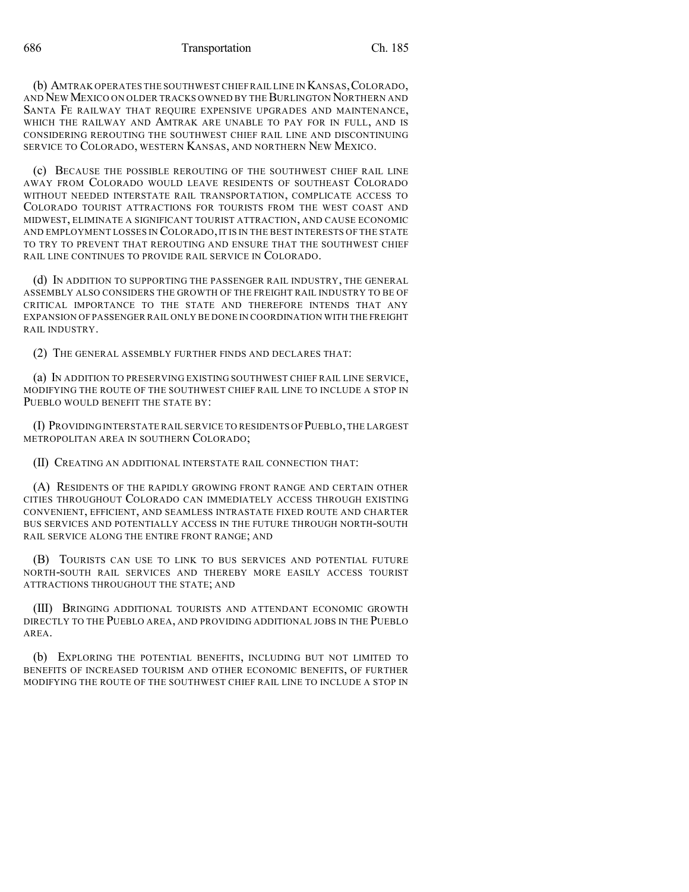(b) AMTRAK OPERATES THE SOUTHWEST CHIEF RAIL LINE IN KANSAS, COLORADO, AND NEW MEXICO ON OLDER TRACKS OWNED BY THE BURLINGTON NORTHERN AND SANTA FE RAILWAY THAT REQUIRE EXPENSIVE UPGRADES AND MAINTENANCE, WHICH THE RAILWAY AND AMTRAK ARE UNABLE TO PAY FOR IN FULL, AND IS CONSIDERING REROUTING THE SOUTHWEST CHIEF RAIL LINE AND DISCONTINUING SERVICE TO COLORADO, WESTERN KANSAS, AND NORTHERN NEW MEXICO.

(c) BECAUSE THE POSSIBLE REROUTING OF THE SOUTHWEST CHIEF RAIL LINE AWAY FROM COLORADO WOULD LEAVE RESIDENTS OF SOUTHEAST COLORADO WITHOUT NEEDED INTERSTATE RAIL TRANSPORTATION, COMPLICATE ACCESS TO COLORADO TOURIST ATTRACTIONS FOR TOURISTS FROM THE WEST COAST AND MIDWEST, ELIMINATE A SIGNIFICANT TOURIST ATTRACTION, AND CAUSE ECONOMIC AND EMPLOYMENT LOSSES IN COLORADO, IT IS IN THE BEST INTERESTS OF THE STATE TO TRY TO PREVENT THAT REROUTING AND ENSURE THAT THE SOUTHWEST CHIEF RAIL LINE CONTINUES TO PROVIDE RAIL SERVICE IN COLORADO.

(d) IN ADDITION TO SUPPORTING THE PASSENGER RAIL INDUSTRY, THE GENERAL ASSEMBLY ALSO CONSIDERS THE GROWTH OF THE FREIGHT RAIL INDUSTRY TO BE OF CRITICAL IMPORTANCE TO THE STATE AND THEREFORE INTENDS THAT ANY EXPANSION OF PASSENGER RAIL ONLY BE DONE IN COORDINATION WITH THE FREIGHT RAIL INDUSTRY.

(2) THE GENERAL ASSEMBLY FURTHER FINDS AND DECLARES THAT:

(a) IN ADDITION TO PRESERVING EXISTING SOUTHWEST CHIEF RAIL LINE SERVICE, MODIFYING THE ROUTE OF THE SOUTHWEST CHIEF RAIL LINE TO INCLUDE A STOP IN PUEBLO WOULD BENEFIT THE STATE BY:

(I) PROVIDING INTERSTATE RAIL SERVICE TO RESIDENTS OF PUEBLO, THE LARGEST METROPOLITAN AREA IN SOUTHERN COLORADO;

(II) CREATING AN ADDITIONAL INTERSTATE RAIL CONNECTION THAT:

(A) RESIDENTS OF THE RAPIDLY GROWING FRONT RANGE AND CERTAIN OTHER CITIES THROUGHOUT COLORADO CAN IMMEDIATELY ACCESS THROUGH EXISTING CONVENIENT, EFFICIENT, AND SEAMLESS INTRASTATE FIXED ROUTE AND CHARTER BUS SERVICES AND POTENTIALLY ACCESS IN THE FUTURE THROUGH NORTH-SOUTH RAIL SERVICE ALONG THE ENTIRE FRONT RANGE; AND

(B) TOURISTS CAN USE TO LINK TO BUS SERVICES AND POTENTIAL FUTURE NORTH-SOUTH RAIL SERVICES AND THEREBY MORE EASILY ACCESS TOURIST ATTRACTIONS THROUGHOUT THE STATE; AND

(III) BRINGING ADDITIONAL TOURISTS AND ATTENDANT ECONOMIC GROWTH DIRECTLY TO THE PUEBLO AREA, AND PROVIDING ADDITIONAL JOBS IN THE PUEBLO AREA.

(b) EXPLORING THE POTENTIAL BENEFITS, INCLUDING BUT NOT LIMITED TO BENEFITS OF INCREASED TOURISM AND OTHER ECONOMIC BENEFITS, OF FURTHER MODIFYING THE ROUTE OF THE SOUTHWEST CHIEF RAIL LINE TO INCLUDE A STOP IN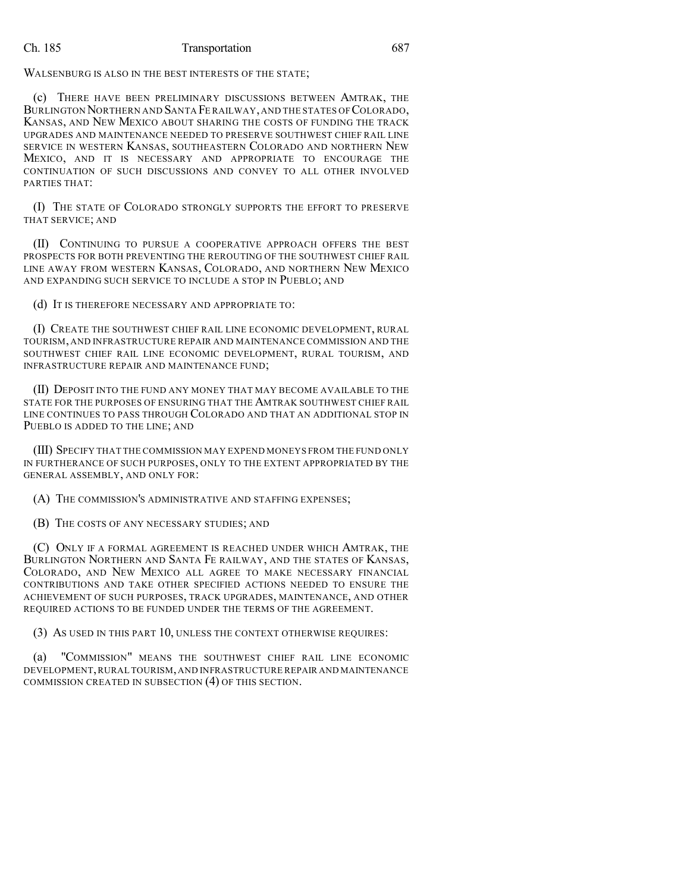WALSENBURG IS ALSO IN THE BEST INTERESTS OF THE STATE;

(c) THERE HAVE BEEN PRELIMINARY DISCUSSIONS BETWEEN AMTRAK, THE BURLINGTON NORTHERN AND SANTA FE RAILWAY, AND THE STATES OF COLORADO, KANSAS, AND NEW MEXICO ABOUT SHARING THE COSTS OF FUNDING THE TRACK UPGRADES AND MAINTENANCE NEEDED TO PRESERVE SOUTHWEST CHIEF RAIL LINE SERVICE IN WESTERN KANSAS, SOUTHEASTERN COLORADO AND NORTHERN NEW MEXICO, AND IT IS NECESSARY AND APPROPRIATE TO ENCOURAGE THE CONTINUATION OF SUCH DISCUSSIONS AND CONVEY TO ALL OTHER INVOLVED PARTIES THAT:

(I) THE STATE OF COLORADO STRONGLY SUPPORTS THE EFFORT TO PRESERVE THAT SERVICE; AND

(II) CONTINUING TO PURSUE A COOPERATIVE APPROACH OFFERS THE BEST PROSPECTS FOR BOTH PREVENTING THE REROUTING OF THE SOUTHWEST CHIEF RAIL LINE AWAY FROM WESTERN KANSAS, COLORADO, AND NORTHERN NEW MEXICO AND EXPANDING SUCH SERVICE TO INCLUDE A STOP IN PUEBLO; AND

(d) IT IS THEREFORE NECESSARY AND APPROPRIATE TO:

(I) CREATE THE SOUTHWEST CHIEF RAIL LINE ECONOMIC DEVELOPMENT, RURAL TOURISM, AND INFRASTRUCTURE REPAIR AND MAINTENANCE COMMISSION AND THE SOUTHWEST CHIEF RAIL LINE ECONOMIC DEVELOPMENT, RURAL TOURISM, AND INFRASTRUCTURE REPAIR AND MAINTENANCE FUND;

(II) DEPOSIT INTO THE FUND ANY MONEY THAT MAY BECOME AVAILABLE TO THE STATE FOR THE PURPOSES OF ENSURING THAT THE AMTRAK SOUTHWEST CHIEF RAIL LINE CONTINUES TO PASS THROUGH COLORADO AND THAT AN ADDITIONAL STOP IN PUEBLO IS ADDED TO THE LINE; AND

(III) SPECIFY THAT THE COMMISSION MAY EXPEND MONEYS FROM THE FUND ONLY IN FURTHERANCE OF SUCH PURPOSES, ONLY TO THE EXTENT APPROPRIATED BY THE GENERAL ASSEMBLY, AND ONLY FOR:

(A) THE COMMISSION'S ADMINISTRATIVE AND STAFFING EXPENSES;

(B) THE COSTS OF ANY NECESSARY STUDIES; AND

(C) ONLY IF A FORMAL AGREEMENT IS REACHED UNDER WHICH AMTRAK, THE BURLINGTON NORTHERN AND SANTA FE RAILWAY, AND THE STATES OF KANSAS, COLORADO, AND NEW MEXICO ALL AGREE TO MAKE NECESSARY FINANCIAL CONTRIBUTIONS AND TAKE OTHER SPECIFIED ACTIONS NEEDED TO ENSURE THE ACHIEVEMENT OF SUCH PURPOSES, TRACK UPGRADES, MAINTENANCE, AND OTHER REQUIRED ACTIONS TO BE FUNDED UNDER THE TERMS OF THE AGREEMENT.

(3) AS USED IN THIS PART 10, UNLESS THE CONTEXT OTHERWISE REQUIRES:

(a) "COMMISSION" MEANS THE SOUTHWEST CHIEF RAIL LINE ECONOMIC DEVELOPMENT, RURAL TOURISM, AND INFRASTRUCTURE REPAIR AND MAINTENANCE COMMISSION CREATED IN SUBSECTION (4) OF THIS SECTION.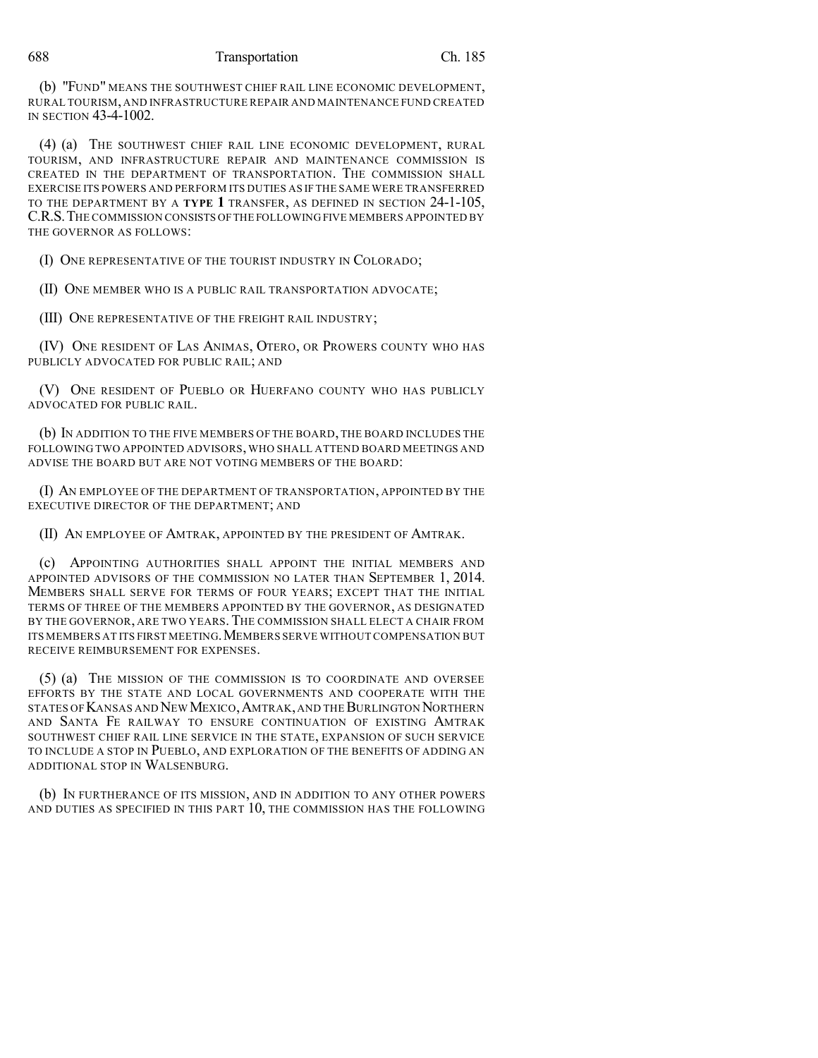(b) "FUND" MEANS THE SOUTHWEST CHIEF RAIL LINE ECONOMIC DEVELOPMENT, RURAL TOURISM, AND INFRASTRUCTURE REPAIR AND MAINTENANCE FUND CREATED IN SECTION 43-4-1002.

(4) (a) THE SOUTHWEST CHIEF RAIL LINE ECONOMIC DEVELOPMENT, RURAL TOURISM, AND INFRASTRUCTURE REPAIR AND MAINTENANCE COMMISSION IS CREATED IN THE DEPARTMENT OF TRANSPORTATION. THE COMMISSION SHALL EXERCISE ITS POWERS AND PERFORM ITS DUTIES AS IF THE SAME WERE TRANSFERRED TO THE DEPARTMENT BY A **TYPE 1** TRANSFER, AS DEFINED IN SECTION 24-1-105, C.R.S. THE COMMISSION CONSISTS OF THE FOLLOWING FIVE MEMBERS APPOINTED BY THE GOVERNOR AS FOLLOWS:

(I) ONE REPRESENTATIVE OF THE TOURIST INDUSTRY IN COLORADO;

(II) ONE MEMBER WHO IS A PUBLIC RAIL TRANSPORTATION ADVOCATE;

(III) ONE REPRESENTATIVE OF THE FREIGHT RAIL INDUSTRY;

(IV) ONE RESIDENT OF LAS ANIMAS, OTERO, OR PROWERS COUNTY WHO HAS PUBLICLY ADVOCATED FOR PUBLIC RAIL; AND

(V) ONE RESIDENT OF PUEBLO OR HUERFANO COUNTY WHO HAS PUBLICLY ADVOCATED FOR PUBLIC RAIL.

(b) IN ADDITION TO THE FIVE MEMBERS OF THE BOARD, THE BOARD INCLUDES THE FOLLOWING TWO APPOINTED ADVISORS, WHO SHALL ATTEND BOARD MEETINGS AND ADVISE THE BOARD BUT ARE NOT VOTING MEMBERS OF THE BOARD:

(I) AN EMPLOYEE OF THE DEPARTMENT OF TRANSPORTATION, APPOINTED BY THE EXECUTIVE DIRECTOR OF THE DEPARTMENT; AND

(II) AN EMPLOYEE OF AMTRAK, APPOINTED BY THE PRESIDENT OF AMTRAK.

(c) APPOINTING AUTHORITIES SHALL APPOINT THE INITIAL MEMBERS AND APPOINTED ADVISORS OF THE COMMISSION NO LATER THAN SEPTEMBER 1, 2014. MEMBERS SHALL SERVE FOR TERMS OF FOUR YEARS; EXCEPT THAT THE INITIAL TERMS OF THREE OF THE MEMBERS APPOINTED BY THE GOVERNOR, AS DESIGNATED BY THE GOVERNOR, ARE TWO YEARS. THE COMMISSION SHALL ELECT A CHAIR FROM ITS MEMBERS AT ITS FIRST MEETING. MEMBERS SERVE WITHOUT COMPENSATION BUT RECEIVE REIMBURSEMENT FOR EXPENSES.

(5) (a) THE MISSION OF THE COMMISSION IS TO COORDINATE AND OVERSEE EFFORTS BY THE STATE AND LOCAL GOVERNMENTS AND COOPERATE WITH THE STATES OF KANSAS AND NEW MEXICO, AMTRAK, AND THE BURLINGTON NORTHERN AND SANTA FE RAILWAY TO ENSURE CONTINUATION OF EXISTING AMTRAK SOUTHWEST CHIEF RAIL LINE SERVICE IN THE STATE, EXPANSION OF SUCH SERVICE TO INCLUDE A STOP IN PUEBLO, AND EXPLORATION OF THE BENEFITS OF ADDING AN ADDITIONAL STOP IN WALSENBURG.

(b) IN FURTHERANCE OF ITS MISSION, AND IN ADDITION TO ANY OTHER POWERS AND DUTIES AS SPECIFIED IN THIS PART 10, THE COMMISSION HAS THE FOLLOWING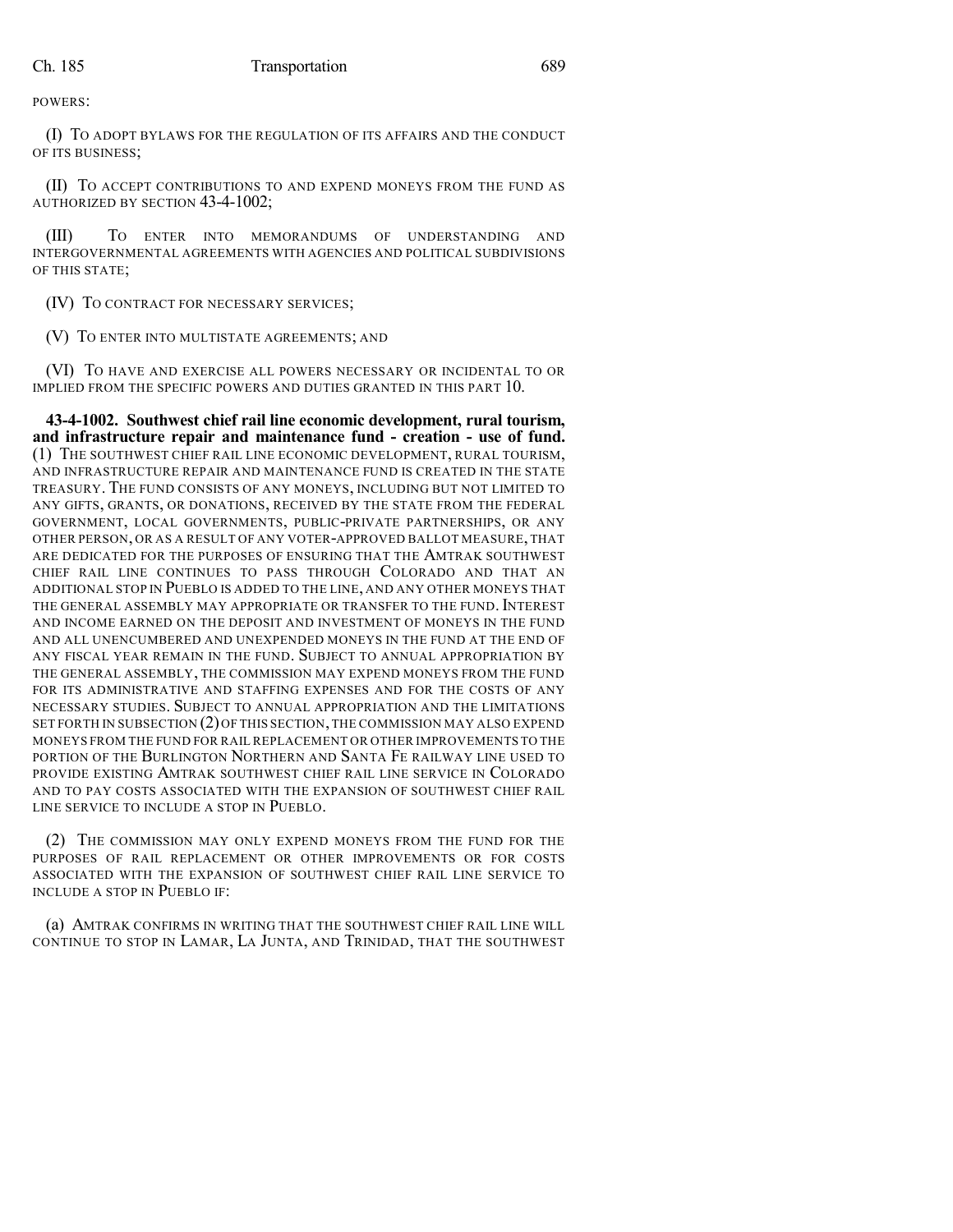POWERS:

(I) TO ADOPT BYLAWS FOR THE REGULATION OF ITS AFFAIRS AND THE CONDUCT OF ITS BUSINESS;

(II) TO ACCEPT CONTRIBUTIONS TO AND EXPEND MONEYS FROM THE FUND AS AUTHORIZED BY SECTION 43-4-1002;

(III) TO ENTER INTO MEMORANDUMS OF UNDERSTANDING AND INTERGOVERNMENTAL AGREEMENTS WITH AGENCIES AND POLITICAL SUBDIVISIONS OF THIS STATE;

(IV) TO CONTRACT FOR NECESSARY SERVICES;

(V) TO ENTER INTO MULTISTATE AGREEMENTS; AND

(VI) TO HAVE AND EXERCISE ALL POWERS NECESSARY OR INCIDENTAL TO OR IMPLIED FROM THE SPECIFIC POWERS AND DUTIES GRANTED IN THIS PART 10.

**43-4-1002. Southwest chief rail line economic development, rural tourism, and infrastructure repair and maintenance fund - creation - use of fund.** (1) THE SOUTHWEST CHIEF RAIL LINE ECONOMIC DEVELOPMENT, RURAL TOURISM, AND INFRASTRUCTURE REPAIR AND MAINTENANCE FUND IS CREATED IN THE STATE TREASURY. THE FUND CONSISTS OF ANY MONEYS, INCLUDING BUT NOT LIMITED TO ANY GIFTS, GRANTS, OR DONATIONS, RECEIVED BY THE STATE FROM THE FEDERAL GOVERNMENT, LOCAL GOVERNMENTS, PUBLIC-PRIVATE PARTNERSHIPS, OR ANY OTHER PERSON, OR AS A RESULT OF ANY VOTER-APPROVED BALLOT MEASURE, THAT ARE DEDICATED FOR THE PURPOSES OF ENSURING THAT THE AMTRAK SOUTHWEST CHIEF RAIL LINE CONTINUES TO PASS THROUGH COLORADO AND THAT AN ADDITIONAL STOP IN PUEBLO IS ADDED TO THE LINE, AND ANY OTHER MONEYS THAT THE GENERAL ASSEMBLY MAY APPROPRIATE OR TRANSFER TO THE FUND. INTEREST AND INCOME EARNED ON THE DEPOSIT AND INVESTMENT OF MONEYS IN THE FUND AND ALL UNENCUMBERED AND UNEXPENDED MONEYS IN THE FUND AT THE END OF ANY FISCAL YEAR REMAIN IN THE FUND. SUBJECT TO ANNUAL APPROPRIATION BY THE GENERAL ASSEMBLY, THE COMMISSION MAY EXPEND MONEYS FROM THE FUND FOR ITS ADMINISTRATIVE AND STAFFING EXPENSES AND FOR THE COSTS OF ANY NECESSARY STUDIES. SUBJECT TO ANNUAL APPROPRIATION AND THE LIMITATIONS SET FORTH IN SUBSECTION (2) OF THIS SECTION, THE COMMISSION MAY ALSO EXPEND MONEYS FROM THE FUND FOR RAIL REPLACEMENT OR OTHER IMPROVEMENTS TO THE PORTION OF THE BURLINGTON NORTHERN AND SANTA FE RAILWAY LINE USED TO PROVIDE EXISTING AMTRAK SOUTHWEST CHIEF RAIL LINE SERVICE IN COLORADO AND TO PAY COSTS ASSOCIATED WITH THE EXPANSION OF SOUTHWEST CHIEF RAIL LINE SERVICE TO INCLUDE A STOP IN PUEBLO.

(2) THE COMMISSION MAY ONLY EXPEND MONEYS FROM THE FUND FOR THE PURPOSES OF RAIL REPLACEMENT OR OTHER IMPROVEMENTS OR FOR COSTS ASSOCIATED WITH THE EXPANSION OF SOUTHWEST CHIEF RAIL LINE SERVICE TO INCLUDE A STOP IN PUEBLO IF:

(a) AMTRAK CONFIRMS IN WRITING THAT THE SOUTHWEST CHIEF RAIL LINE WILL CONTINUE TO STOP IN LAMAR, LA JUNTA, AND TRINIDAD, THAT THE SOUTHWEST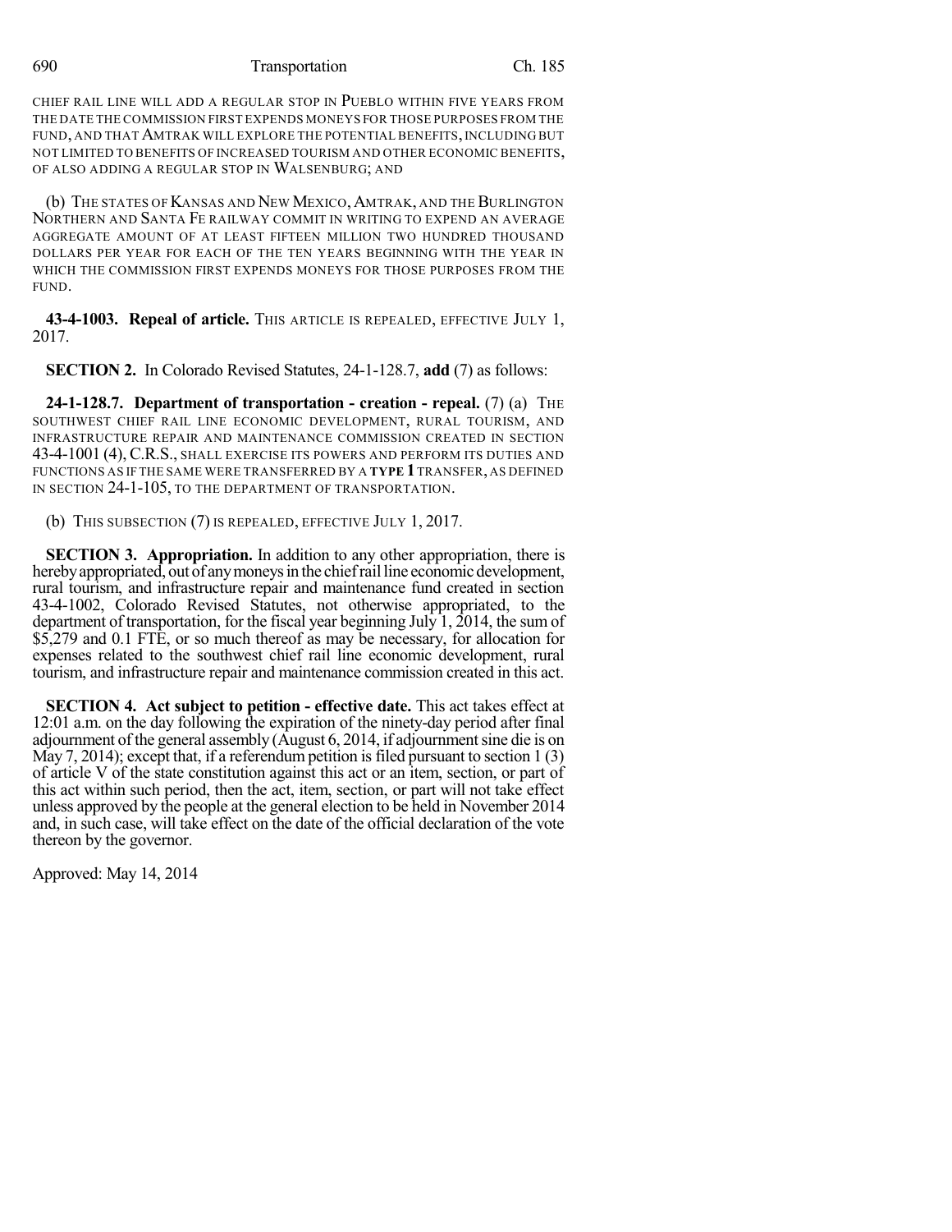CHIEF RAIL LINE WILL ADD A REGULAR STOP IN PUEBLO WITHIN FIVE YEARS FROM THE DATE THE COMMISSION FIRST EXPENDS MONEYS FOR THOSE PURPOSES FROM THE FUND, AND THAT AMTRAK WILL EXPLORE THE POTENTIAL BENEFITS, INCLUDING BUT NOT LIMITED TO BENEFITS OF INCREASED TOURISM AND OTHER ECONOMIC BENEFITS, OF ALSO ADDING A REGULAR STOP IN WALSENBURG; AND

(b) THE STATES OF KANSAS AND NEW MEXICO, AMTRAK, AND THE BURLINGTON NORTHERN AND SANTA FE RAILWAY COMMIT IN WRITING TO EXPEND AN AVERAGE AGGREGATE AMOUNT OF AT LEAST FIFTEEN MILLION TWO HUNDRED THOUSAND DOLLARS PER YEAR FOR EACH OF THE TEN YEARS BEGINNING WITH THE YEAR IN WHICH THE COMMISSION FIRST EXPENDS MONEYS FOR THOSE PURPOSES FROM THE FUND.

**43-4-1003. Repeal of article.** THIS ARTICLE IS REPEALED, EFFECTIVE JULY 1, 2017.

**SECTION 2.** In Colorado Revised Statutes, 24-1-128.7, **add** (7) as follows:

**24-1-128.7. Department of transportation - creation - repeal.** (7) (a) THE SOUTHWEST CHIEF RAIL LINE ECONOMIC DEVELOPMENT, RURAL TOURISM, AND INFRASTRUCTURE REPAIR AND MAINTENANCE COMMISSION CREATED IN SECTION 43-4-1001 (4), C.R.S., SHALL EXERCISE ITS POWERS AND PERFORM ITS DUTIES AND FUNCTIONS AS IF THE SAME WERE TRANSFERRED BY A **TYPE 1** TRANSFER, AS DEFINED IN SECTION 24-1-105, TO THE DEPARTMENT OF TRANSPORTATION.

(b) THIS SUBSECTION (7) IS REPEALED, EFFECTIVE JULY 1, 2017.

**SECTION 3. Appropriation.** In addition to any other appropriation, there is hereby appropriated, out of any moneys in the chief rail line economic development, rural tourism, and infrastructure repair and maintenance fund created in section 43-4-1002, Colorado Revised Statutes, not otherwise appropriated, to the department of transportation, for the fiscal year beginning July 1, 2014, the sum of $5,279 and 0.1 FTE, or so much thereof as may be necessary, for allocation for expenses related to the southwest chief rail line economic development, rural tourism, and infrastructure repair and maintenance commission created in this act.

**SECTION 4. Act subject to petition - effective date.** This act takes effect at 12:01 a.m. on the day following the expiration of the ninety-day period after final adjournment of the general assembly (August 6, 2014, if adjournment sine die is on May 7, 2014); except that, if a referendum petition is filed pursuant to section 1 (3) of article V of the state constitution against this act or an item, section, or part of this act within such period, then the act, item, section, or part will not take effect unless approved by the people at the general election to be held in November 2014 and, in such case, will take effect on the date of the official declaration of the vote thereon by the governor.

Approved: May 14, 2014